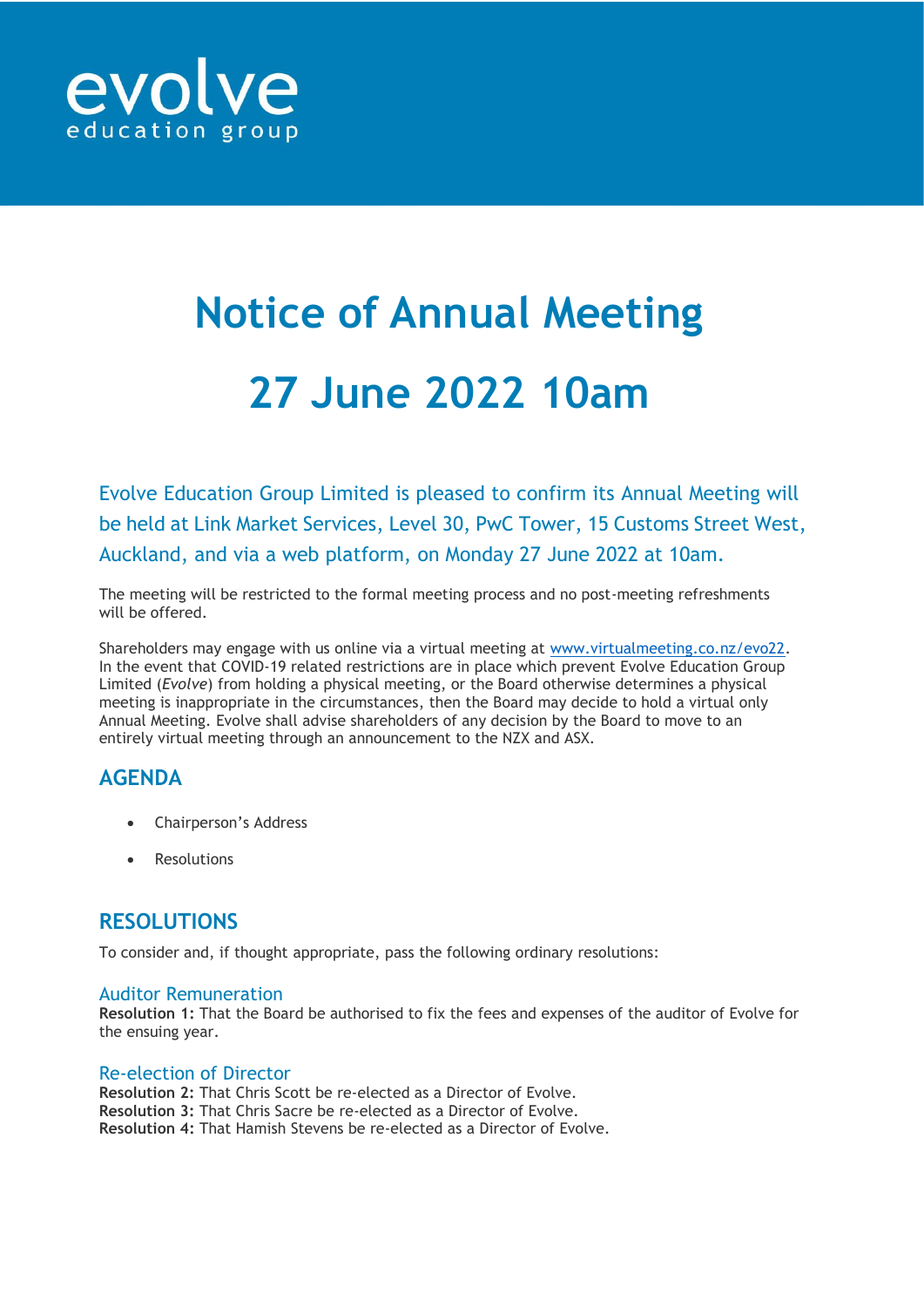evolve
education group

# Notice of Annual Meeting

# 27 June 2022 10am

Evolve Education Group Limited is pleased to confirm its Annual Meeting will be held at Link Market Services, Level 30, PwC Tower, 15 Customs Street West, Auckland, and via a web platform, on Monday 27 June 2022 at 10am.

The meeting will be restricted to the formal meeting process and no post-meeting refreshments will be offered.

Shareholders may engage with us online via a virtual meeting at www.virtualmeeting.co.nz/evo22. In the event that COVID-19 related restrictions are in place which prevent Evolve Education Group Limited (*Evolve*) from holding a physical meeting, or the Board otherwise determines a physical meeting is inappropriate in the circumstances, then the Board may decide to hold a virtual only Annual Meeting. Evolve shall advise shareholders of any decision by the Board to move to an entirely virtual meeting through an announcement to the NZX and ASX.

## AGENDA

- Chairperson's Address
- Resolutions

## RESOLUTIONS

To consider and, if thought appropriate, pass the following ordinary resolutions:

### Auditor Remuneration

**Resolution 1:** That the Board be authorised to fix the fees and expenses of the auditor of Evolve for the ensuing year.

### Re-election of Director

**Resolution 2:** That Chris Scott be re-elected as a Director of Evolve.
**Resolution 3:** That Chris Sacre be re-elected as a Director of Evolve.
**Resolution 4:** That Hamish Stevens be re-elected as a Director of Evolve.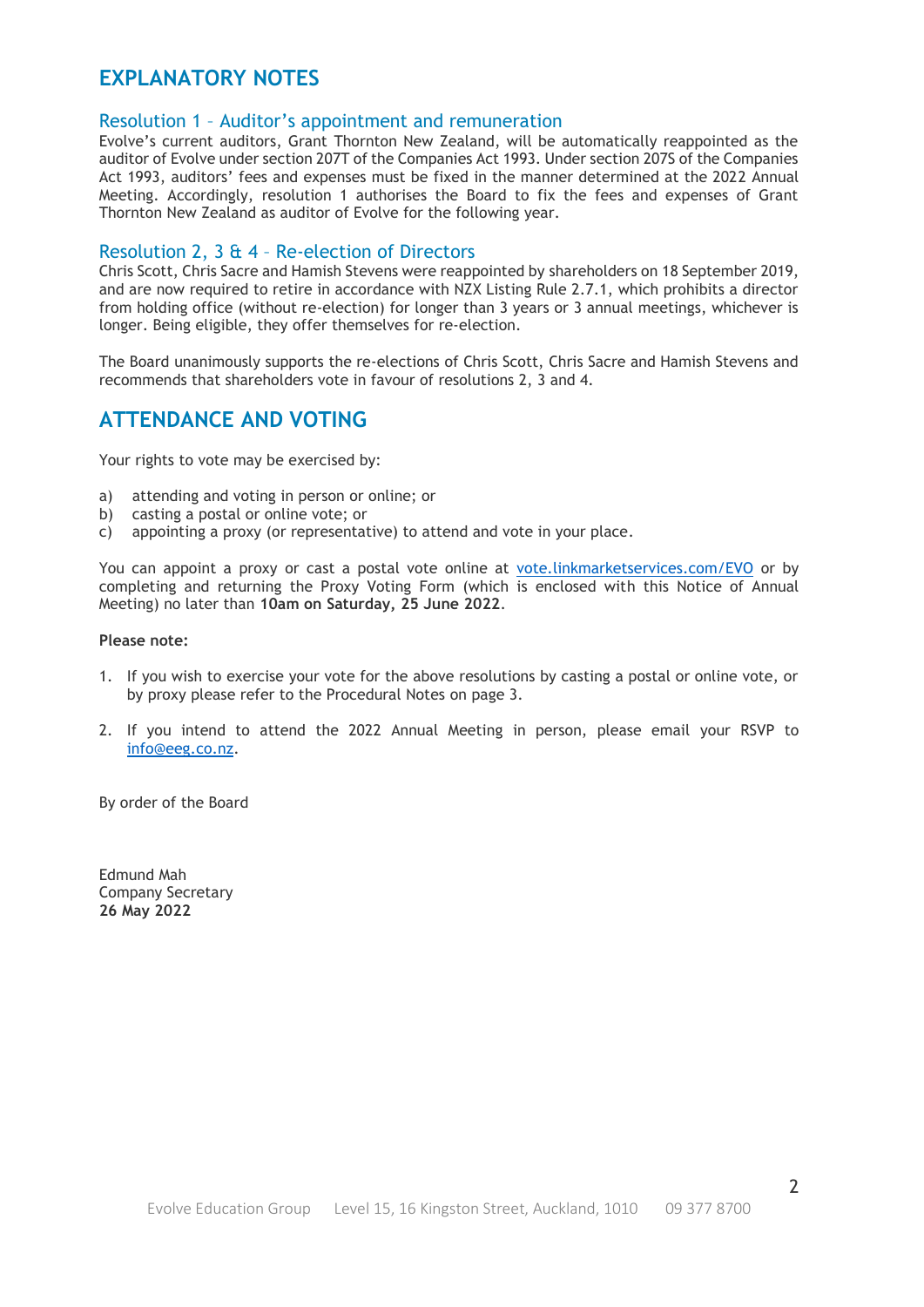# EXPLANATORY NOTES

## Resolution 1 – Auditor's appointment and remuneration

Evolve's current auditors, Grant Thornton New Zealand, will be automatically reappointed as the auditor of Evolve under section 207T of the Companies Act 1993. Under section 207S of the Companies Act 1993, auditors' fees and expenses must be fixed in the manner determined at the 2022 Annual Meeting. Accordingly, resolution 1 authorises the Board to fix the fees and expenses of Grant Thornton New Zealand as auditor of Evolve for the following year.

## Resolution 2, 3 & 4 – Re-election of Directors

Chris Scott, Chris Sacre and Hamish Stevens were reappointed by shareholders on 18 September 2019, and are now required to retire in accordance with NZX Listing Rule 2.7.1, which prohibits a director from holding office (without re-election) for longer than 3 years or 3 annual meetings, whichever is longer. Being eligible, they offer themselves for re-election.

The Board unanimously supports the re-elections of Chris Scott, Chris Sacre and Hamish Stevens and recommends that shareholders vote in favour of resolutions 2, 3 and 4.

# ATTENDANCE AND VOTING

Your rights to vote may be exercised by:

a) attending and voting in person or online; or
b) casting a postal or online vote; or
c) appointing a proxy (or representative) to attend and vote in your place.

You can appoint a proxy or cast a postal vote online at vote.linkmarketservices.com/EVO or by completing and returning the Proxy Voting Form (which is enclosed with this Notice of Annual Meeting) no later than **10am on Saturday, 25 June 2022**.

**Please note:**

1. If you wish to exercise your vote for the above resolutions by casting a postal or online vote, or by proxy please refer to the Procedural Notes on page 3.

2. If you intend to attend the 2022 Annual Meeting in person, please email your RSVP to info@eeg.co.nz.

By order of the Board

Edmund Mah
Company Secretary
**26 May 2022**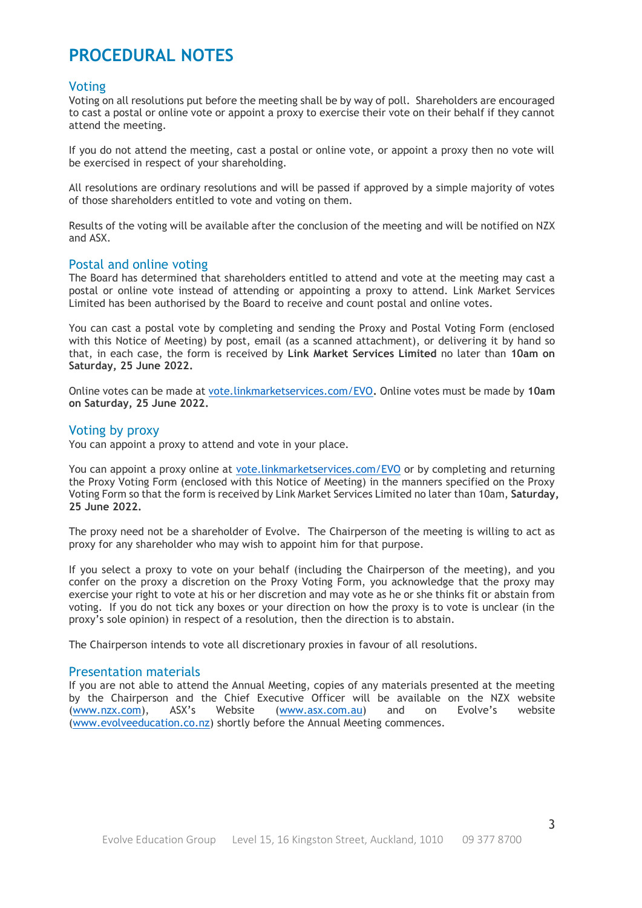# PROCEDURAL NOTES

## Voting

Voting on all resolutions put before the meeting shall be by way of poll. Shareholders are encouraged to cast a postal or online vote or appoint a proxy to exercise their vote on their behalf if they cannot attend the meeting.

If you do not attend the meeting, cast a postal or online vote, or appoint a proxy then no vote will be exercised in respect of your shareholding.

All resolutions are ordinary resolutions and will be passed if approved by a simple majority of votes of those shareholders entitled to vote and voting on them.

Results of the voting will be available after the conclusion of the meeting and will be notified on NZX and ASX.

## Postal and online voting

The Board has determined that shareholders entitled to attend and vote at the meeting may cast a postal or online vote instead of attending or appointing a proxy to attend. Link Market Services Limited has been authorised by the Board to receive and count postal and online votes.

You can cast a postal vote by completing and sending the Proxy and Postal Voting Form (enclosed with this Notice of Meeting) by post, email (as a scanned attachment), or delivering it by hand so that, in each case, the form is received by **Link Market Services Limited** no later than **10am on Saturday, 25 June 2022.**

Online votes can be made at vote.linkmarketservices.com/EVO**.** Online votes must be made by **10am on Saturday, 25 June 2022.**

## Voting by proxy

You can appoint a proxy to attend and vote in your place.

You can appoint a proxy online at vote.linkmarketservices.com/EVO or by completing and returning the Proxy Voting Form (enclosed with this Notice of Meeting) in the manners specified on the Proxy Voting Form so that the form is received by Link Market Services Limited no later than 10am, **Saturday, 25 June 2022.**

The proxy need not be a shareholder of Evolve. The Chairperson of the meeting is willing to act as proxy for any shareholder who may wish to appoint him for that purpose.

If you select a proxy to vote on your behalf (including the Chairperson of the meeting), and you confer on the proxy a discretion on the Proxy Voting Form, you acknowledge that the proxy may exercise your right to vote at his or her discretion and may vote as he or she thinks fit or abstain from voting. If you do not tick any boxes or your direction on how the proxy is to vote is unclear (in the proxy's sole opinion) in respect of a resolution, then the direction is to abstain.

The Chairperson intends to vote all discretionary proxies in favour of all resolutions.

## Presentation materials

If you are not able to attend the Annual Meeting, copies of any materials presented at the meeting by the Chairperson and the Chief Executive Officer will be available on the NZX website (www.nzx.com), ASX's Website (www.asx.com.au) and on Evolve's website (www.evolveeducation.co.nz) shortly before the Annual Meeting commences.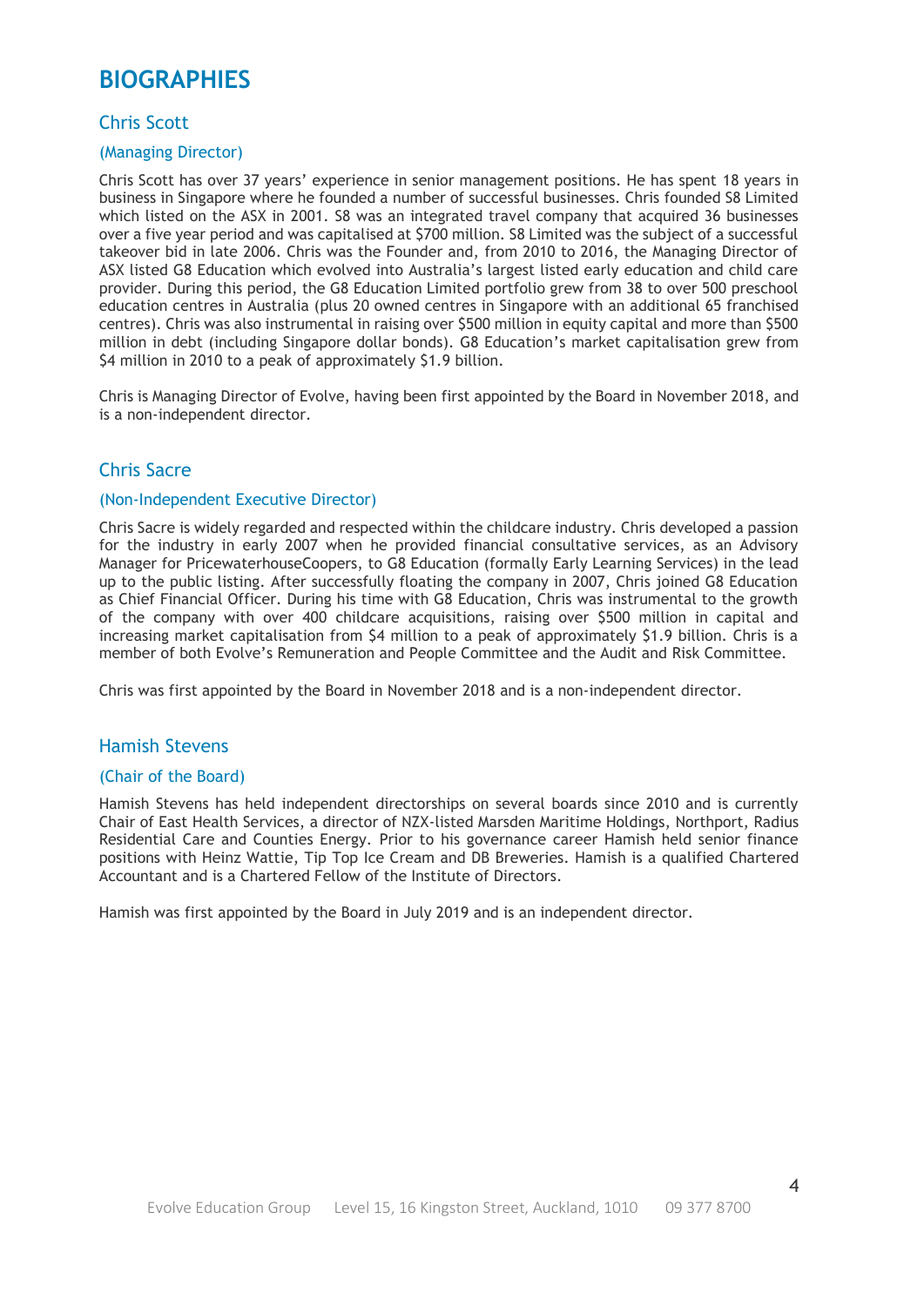# BIOGRAPHIES

## Chris Scott

### (Managing Director)

Chris Scott has over 37 years' experience in senior management positions. He has spent 18 years in business in Singapore where he founded a number of successful businesses. Chris founded S8 Limited which listed on the ASX in 2001. S8 was an integrated travel company that acquired 36 businesses over a five year period and was capitalised at $700 million. S8 Limited was the subject of a successful takeover bid in late 2006. Chris was the Founder and, from 2010 to 2016, the Managing Director of ASX listed G8 Education which evolved into Australia's largest listed early education and child care provider. During this period, the G8 Education Limited portfolio grew from 38 to over 500 preschool education centres in Australia (plus 20 owned centres in Singapore with an additional 65 franchised centres). Chris was also instrumental in raising over $500 million in equity capital and more than $500 million in debt (including Singapore dollar bonds). G8 Education's market capitalisation grew from $4 million in 2010 to a peak of approximately $1.9 billion.

Chris is Managing Director of Evolve, having been first appointed by the Board in November 2018, and is a non-independent director.

## Chris Sacre

### (Non-Independent Executive Director)

Chris Sacre is widely regarded and respected within the childcare industry. Chris developed a passion for the industry in early 2007 when he provided financial consultative services, as an Advisory Manager for PricewaterhouseCoopers, to G8 Education (formally Early Learning Services) in the lead up to the public listing. After successfully floating the company in 2007, Chris joined G8 Education as Chief Financial Officer. During his time with G8 Education, Chris was instrumental to the growth of the company with over 400 childcare acquisitions, raising over $500 million in capital and increasing market capitalisation from $4 million to a peak of approximately $1.9 billion. Chris is a member of both Evolve's Remuneration and People Committee and the Audit and Risk Committee.

Chris was first appointed by the Board in November 2018 and is a non-independent director.

## Hamish Stevens

### (Chair of the Board)

Hamish Stevens has held independent directorships on several boards since 2010 and is currently Chair of East Health Services, a director of NZX-listed Marsden Maritime Holdings, Northport, Radius Residential Care and Counties Energy. Prior to his governance career Hamish held senior finance positions with Heinz Wattie, Tip Top Ice Cream and DB Breweries. Hamish is a qualified Chartered Accountant and is a Chartered Fellow of the Institute of Directors.

Hamish was first appointed by the Board in July 2019 and is an independent director.